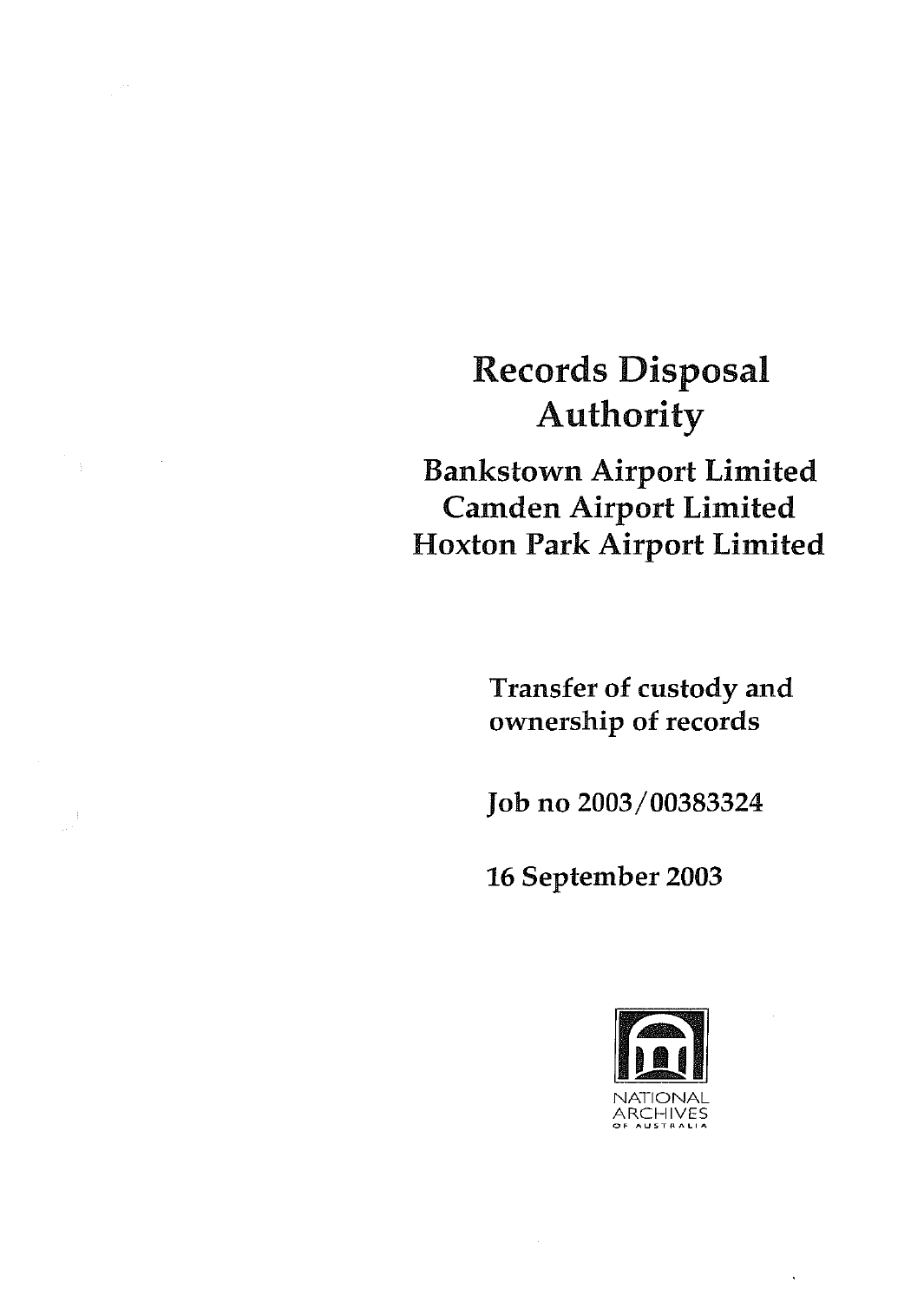# Records Disposal Authority

## Bankstown Airport Limited
## Camden Airport Limited
## Hoxton Park Airport Limited

Transfer of custody and ownership of records

Job no 2003/00383324

16 September 2003

NATIONAL ARCHIVES OF AUSTRALIA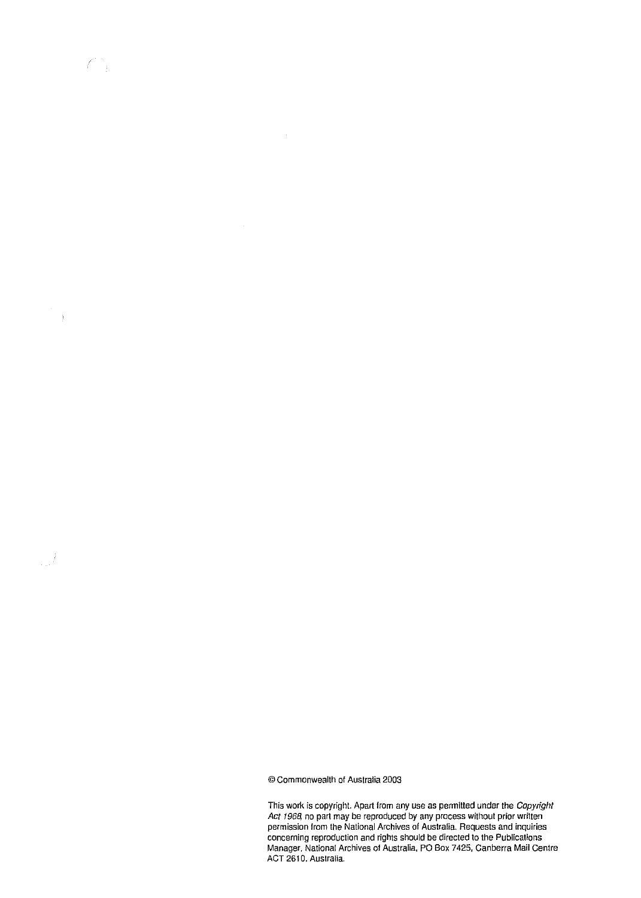© Commonwealth of Australia 2003

This work is copyright. Apart from any use as permitted under the *Copyright Act 1968*, no part may be reproduced by any process without prior written permission from the National Archives of Australia. Requests and inquiries concerning reproduction and rights should be directed to the Publications Manager, National Archives of Australia, PO Box 7425, Canberra Mail Centre ACT 2610, Australia.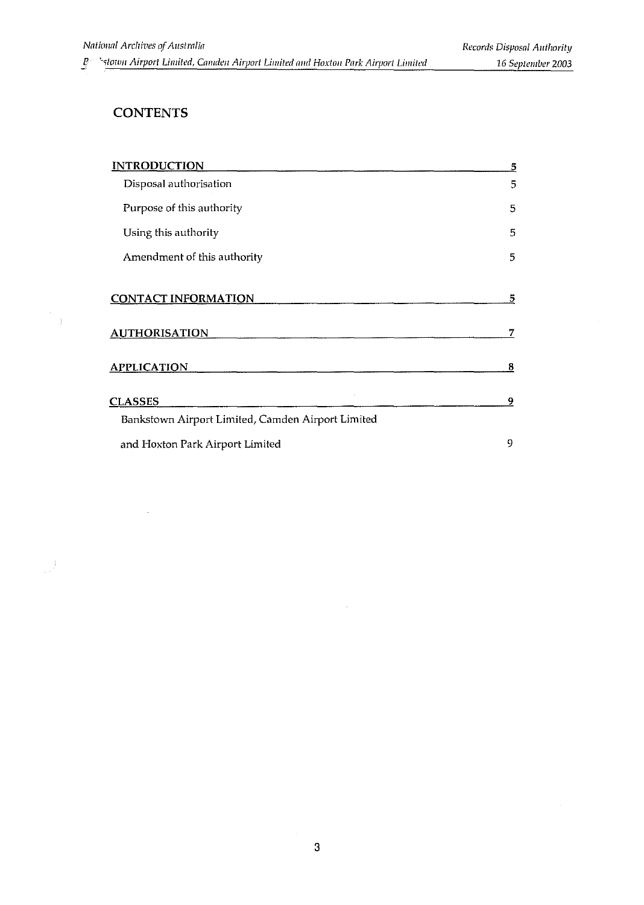## CONTENTS

| | |
|---|---|
| **INTRODUCTION** | **5** |
| Disposal authorisation | 5 |
| Purpose of this authority | 5 |
| Using this authority | 5 |
| Amendment of this authority | 5 |
| **CONTACT INFORMATION** | **5** |
| **AUTHORISATION** | **7** |
| **APPLICATION** | **8** |
| **CLASSES** | **9** |
| Bankstown Airport Limited, Camden Airport Limited and Hoxton Park Airport Limited | 9 |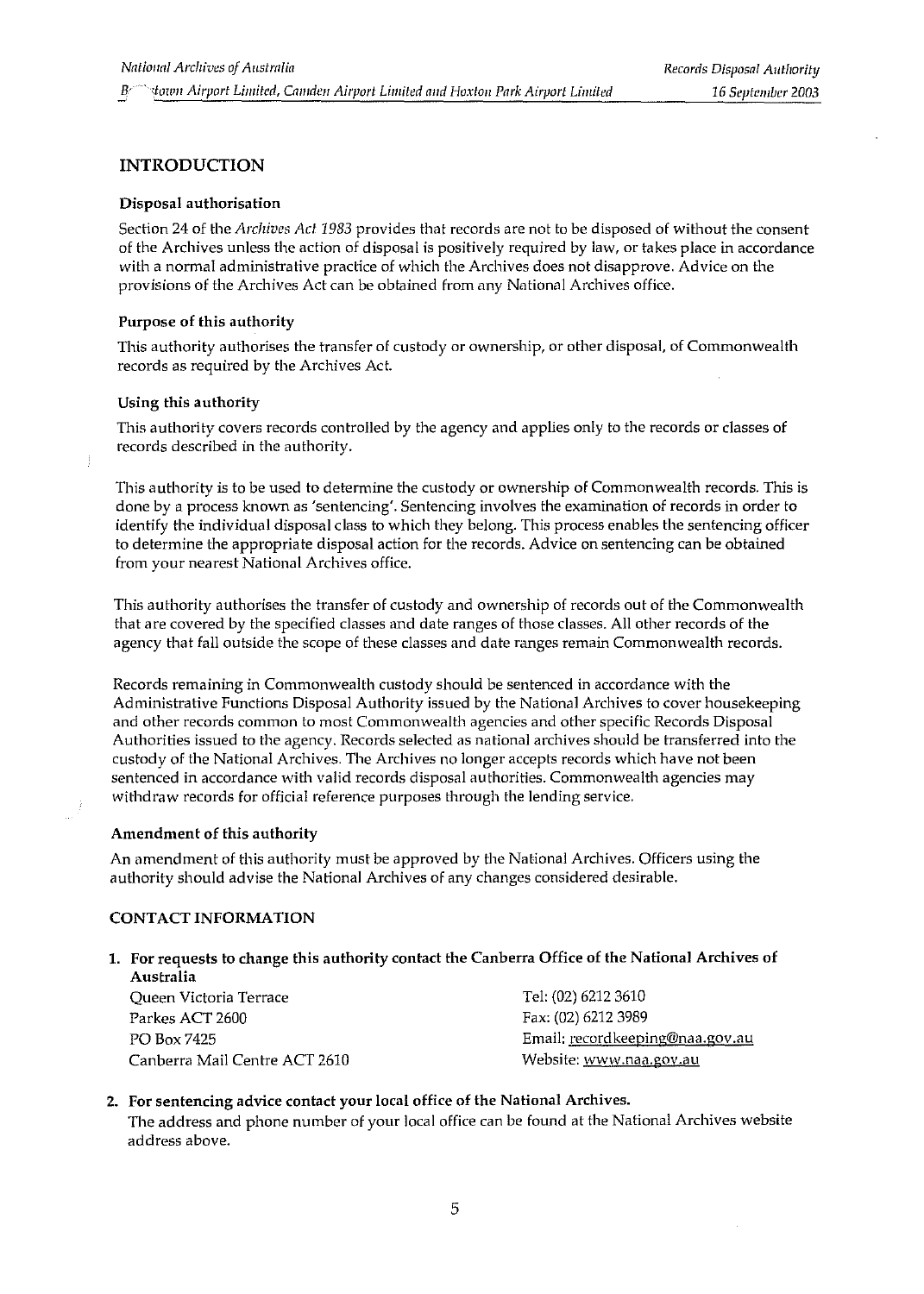## INTRODUCTION

### Disposal authorisation

Section 24 of the *Archives Act 1983* provides that records are not to be disposed of without the consent of the Archives unless the action of disposal is positively required by law, or takes place in accordance with a normal administrative practice of which the Archives does not disapprove. Advice on the provisions of the Archives Act can be obtained from any National Archives office.

### Purpose of this authority

This authority authorises the transfer of custody or ownership, or other disposal, of Commonwealth records as required by the Archives Act.

### Using this authority

This authority covers records controlled by the agency and applies only to the records or classes of records described in the authority.

This authority is to be used to determine the custody or ownership of Commonwealth records. This is done by a process known as 'sentencing'. Sentencing involves the examination of records in order to identify the individual disposal class to which they belong. This process enables the sentencing officer to determine the appropriate disposal action for the records. Advice on sentencing can be obtained from your nearest National Archives office.

This authority authorises the transfer of custody and ownership of records out of the Commonwealth that are covered by the specified classes and date ranges of those classes. All other records of the agency that fall outside the scope of these classes and date ranges remain Commonwealth records.

Records remaining in Commonwealth custody should be sentenced in accordance with the Administrative Functions Disposal Authority issued by the National Archives to cover housekeeping and other records common to most Commonwealth agencies and other specific Records Disposal Authorities issued to the agency. Records selected as national archives should be transferred into the custody of the National Archives. The Archives no longer accepts records which have not been sentenced in accordance with valid records disposal authorities. Commonwealth agencies may withdraw records for official reference purposes through the lending service.

### Amendment of this authority

An amendment of this authority must be approved by the National Archives. Officers using the authority should advise the National Archives of any changes considered desirable.

## CONTACT INFORMATION

1. **For requests to change this authority contact the Canberra Office of the National Archives of Australia**

   Queen Victoria Terrace
   Parkes ACT 2600
   PO Box 7425
   Canberra Mail Centre ACT 2610

   Tel: (02) 6212 3610
   Fax: (02) 6212 3989
   Email: recordkeeping@naa.gov.au
   Website: www.naa.gov.au

2. **For sentencing advice contact your local office of the National Archives.**
   The address and phone number of your local office can be found at the National Archives website address above.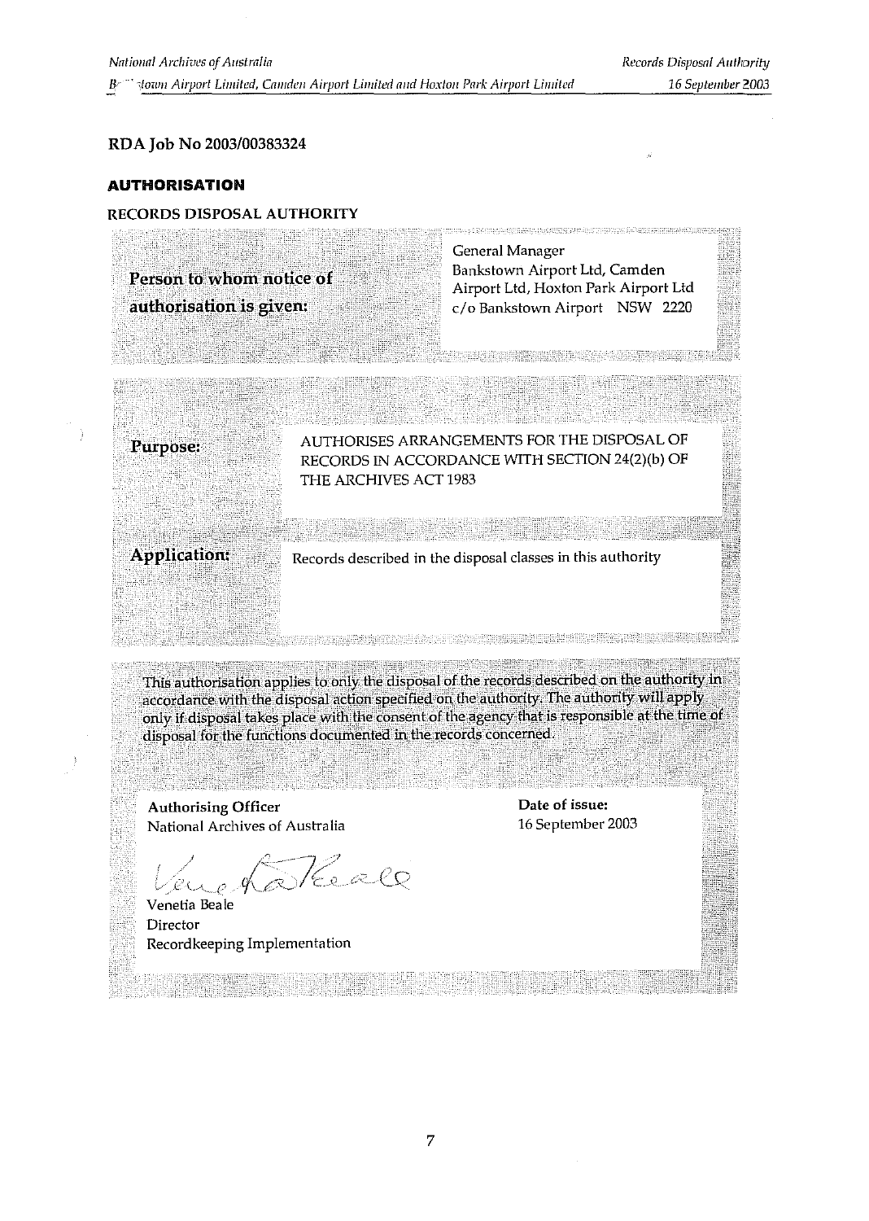RDA Job No 2003/00383324

## AUTHORISATION

RECORDS DISPOSAL AUTHORITY

| | |
|---|---|
| **Person to whom notice of authorisation is given:** | General Manager<br>Bankstown Airport Ltd, Camden Airport Ltd, Hoxton Park Airport Ltd<br>c/o Bankstown Airport NSW 2220 |

| | |
|---|---|
| **Purpose:** | AUTHORISES ARRANGEMENTS FOR THE DISPOSAL OF RECORDS IN ACCORDANCE WITH SECTION 24(2)(b) OF THE ARCHIVES ACT 1983 |
| **Application:** | Records described in the disposal classes in this authority |

This authorisation applies to only the disposal of the records described on the authority in accordance with the disposal action specified on the authority. The authority will apply only if disposal takes place with the consent of the agency that is responsible at the time of disposal for the functions documented in the records concerned.

| | |
|---|---|
| **Authorising Officer**<br>National Archives of Australia<br><br>Venetia Beale<br>Director<br>Recordkeeping Implementation | **Date of issue:**<br>16 September 2003 |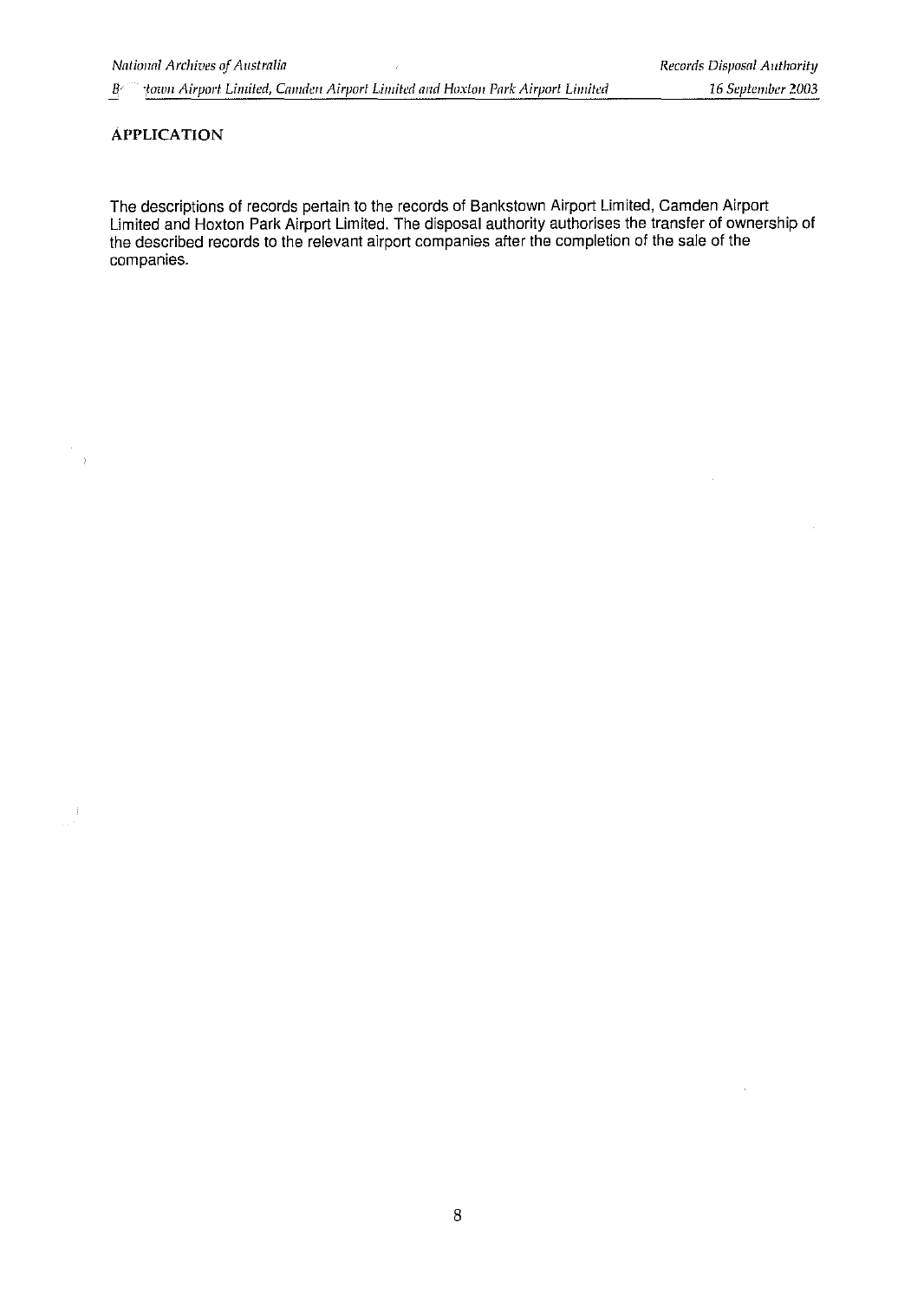## APPLICATION

The descriptions of records pertain to the records of Bankstown Airport Limited, Camden Airport Limited and Hoxton Park Airport Limited. The disposal authority authorises the transfer of ownership of the described records to the relevant airport companies after the completion of the sale of the companies.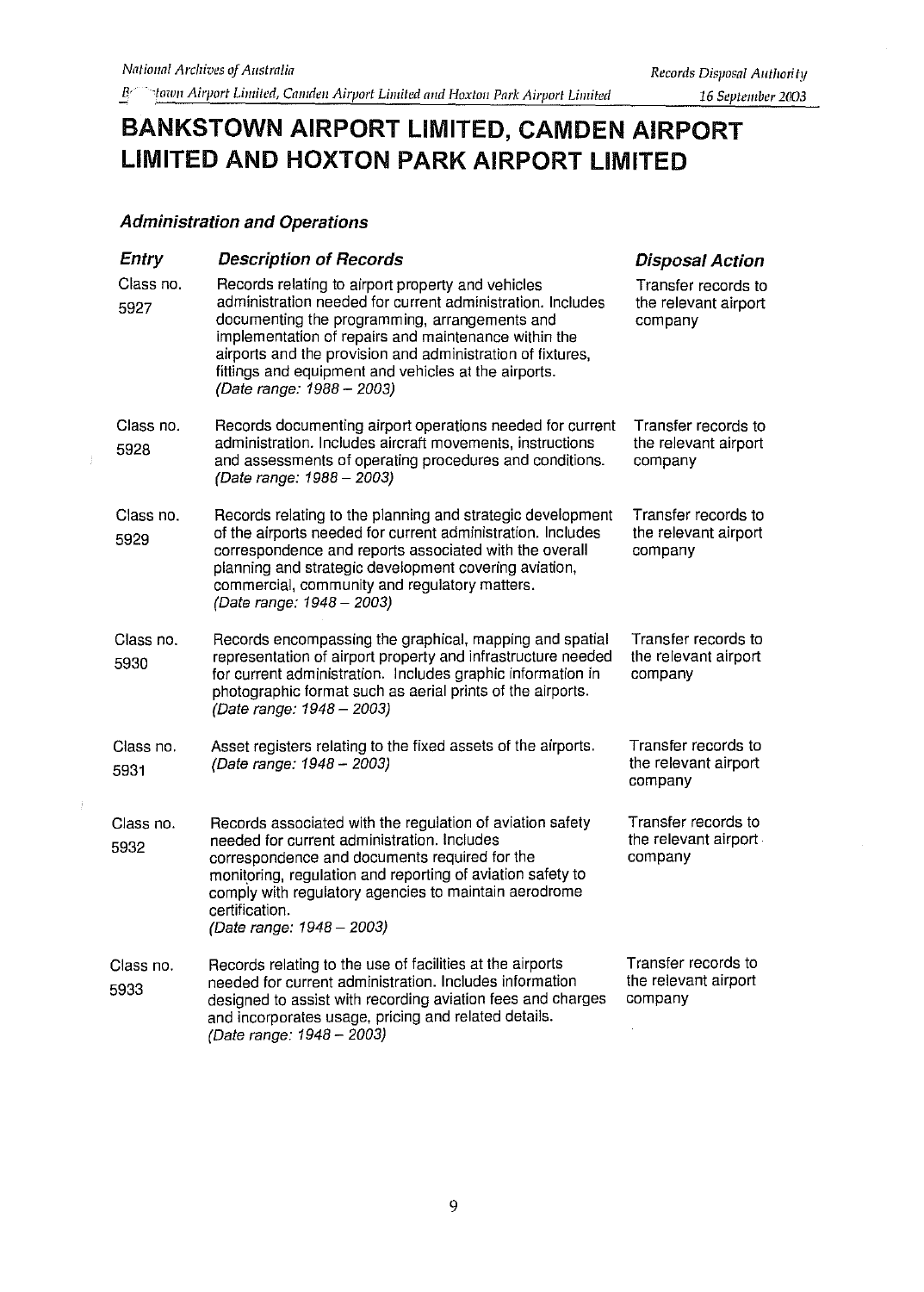# BANKSTOWN AIRPORT LIMITED, CAMDEN AIRPORT LIMITED AND HOXTON PARK AIRPORT LIMITED

### *Administration and Operations*

| *Entry* | *Description of Records* | *Disposal Action* |
|---|---|---|
| Class no. 5927 | Records relating to airport property and vehicles administration needed for current administration. Includes documenting the programming, arrangements and implementation of repairs and maintenance within the airports and the provision and administration of fixtures, fittings and equipment and vehicles at the airports. *(Date range: 1988 – 2003)* | Transfer records to the relevant airport company |
| Class no. 5928 | Records documenting airport operations needed for current administration. Includes aircraft movements, instructions and assessments of operating procedures and conditions. *(Date range: 1988 – 2003)* | Transfer records to the relevant airport company |
| Class no. 5929 | Records relating to the planning and strategic development of the airports needed for current administration. Includes correspondence and reports associated with the overall planning and strategic development covering aviation, commercial, community and regulatory matters. *(Date range: 1948 – 2003)* | Transfer records to the relevant airport company |
| Class no. 5930 | Records encompassing the graphical, mapping and spatial representation of airport property and infrastructure needed for current administration. Includes graphic information in photographic format such as aerial prints of the airports. *(Date range: 1948 – 2003)* | Transfer records to the relevant airport company |
| Class no. 5931 | Asset registers relating to the fixed assets of the airports. *(Date range: 1948 – 2003)* | Transfer records to the relevant airport company |
| Class no. 5932 | Records associated with the regulation of aviation safety needed for current administration. Includes correspondence and documents required for the monitoring, regulation and reporting of aviation safety to comply with regulatory agencies to maintain aerodrome certification. *(Date range: 1948 – 2003)* | Transfer records to the relevant airport company |
| Class no. 5933 | Records relating to the use of facilities at the airports needed for current administration. Includes information designed to assist with recording aviation fees and charges and incorporates usage, pricing and related details. *(Date range: 1948 – 2003)* | Transfer records to the relevant airport company |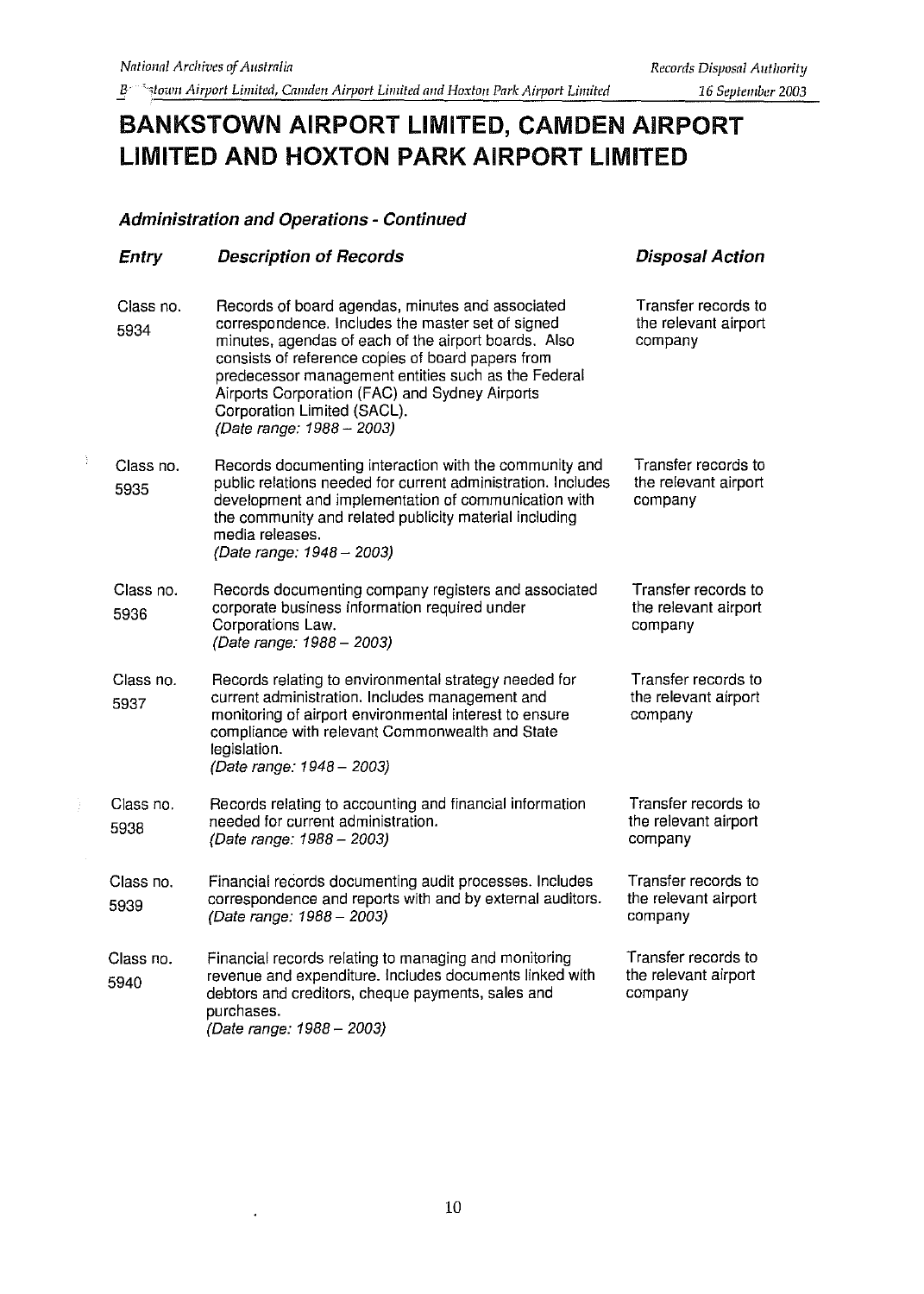# BANKSTOWN AIRPORT LIMITED, CAMDEN AIRPORT LIMITED AND HOXTON PARK AIRPORT LIMITED

### *Administration and Operations - Continued*

| *Entry* | *Description of Records* | *Disposal Action* |
|---|---|---|
| Class no. 5934 | Records of board agendas, minutes and associated correspondence. Includes the master set of signed minutes, agendas of each of the airport boards. Also consists of reference copies of board papers from predecessor management entities such as the Federal Airports Corporation (FAC) and Sydney Airports Corporation Limited (SACL). *(Date range: 1988 – 2003)* | Transfer records to the relevant airport company |
| Class no. 5935 | Records documenting interaction with the community and public relations needed for current administration. Includes development and implementation of communication with the community and related publicity material including media releases. *(Date range: 1948 – 2003)* | Transfer records to the relevant airport company |
| Class no. 5936 | Records documenting company registers and associated corporate business information required under Corporations Law. *(Date range: 1988 – 2003)* | Transfer records to the relevant airport company |
| Class no. 5937 | Records relating to environmental strategy needed for current administration. Includes management and monitoring of airport environmental interest to ensure compliance with relevant Commonwealth and State legislation. *(Date range: 1948 – 2003)* | Transfer records to the relevant airport company |
| Class no. 5938 | Records relating to accounting and financial information needed for current administration. *(Date range: 1988 – 2003)* | Transfer records to the relevant airport company |
| Class no. 5939 | Financial records documenting audit processes. Includes correspondence and reports with and by external auditors. *(Date range: 1988 – 2003)* | Transfer records to the relevant airport company |
| Class no. 5940 | Financial records relating to managing and monitoring revenue and expenditure. Includes documents linked with debtors and creditors, cheque payments, sales and purchases. *(Date range: 1988 – 2003)* | Transfer records to the relevant airport company |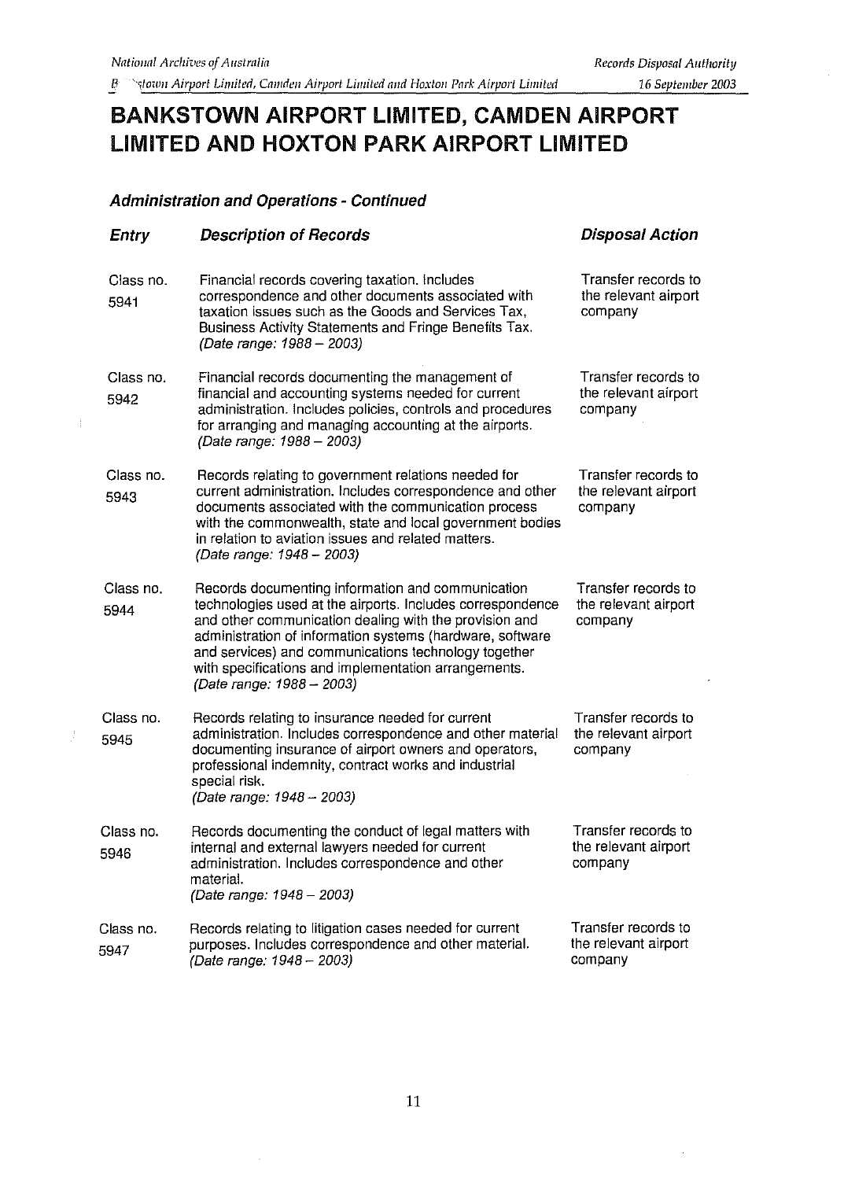# BANKSTOWN AIRPORT LIMITED, CAMDEN AIRPORT LIMITED AND HOXTON PARK AIRPORT LIMITED

### *Administration and Operations - Continued*

| *Entry* | *Description of Records* | *Disposal Action* |
|---|---|---|
| Class no. 5941 | Financial records covering taxation. Includes correspondence and other documents associated with taxation issues such as the Goods and Services Tax, Business Activity Statements and Fringe Benefits Tax. *(Date range: 1988 – 2003)* | Transfer records to the relevant airport company |
| Class no. 5942 | Financial records documenting the management of financial and accounting systems needed for current administration. Includes policies, controls and procedures for arranging and managing accounting at the airports. *(Date range: 1988 – 2003)* | Transfer records to the relevant airport company |
| Class no. 5943 | Records relating to government relations needed for current administration. Includes correspondence and other documents associated with the communication process with the commonwealth, state and local government bodies in relation to aviation issues and related matters. *(Date range: 1948 – 2003)* | Transfer records to the relevant airport company |
| Class no. 5944 | Records documenting information and communication technologies used at the airports. Includes correspondence and other communication dealing with the provision and administration of information systems (hardware, software and services) and communications technology together with specifications and implementation arrangements. *(Date range: 1988 – 2003)* | Transfer records to the relevant airport company |
| Class no. 5945 | Records relating to insurance needed for current administration. Includes correspondence and other material documenting insurance of airport owners and operators, professional indemnity, contract works and industrial special risk. *(Date range: 1948 – 2003)* | Transfer records to the relevant airport company |
| Class no. 5946 | Records documenting the conduct of legal matters with internal and external lawyers needed for current administration. Includes correspondence and other material. *(Date range: 1948 – 2003)* | Transfer records to the relevant airport company |
| Class no. 5947 | Records relating to litigation cases needed for current purposes. Includes correspondence and other material. *(Date range: 1948 – 2003)* | Transfer records to the relevant airport company |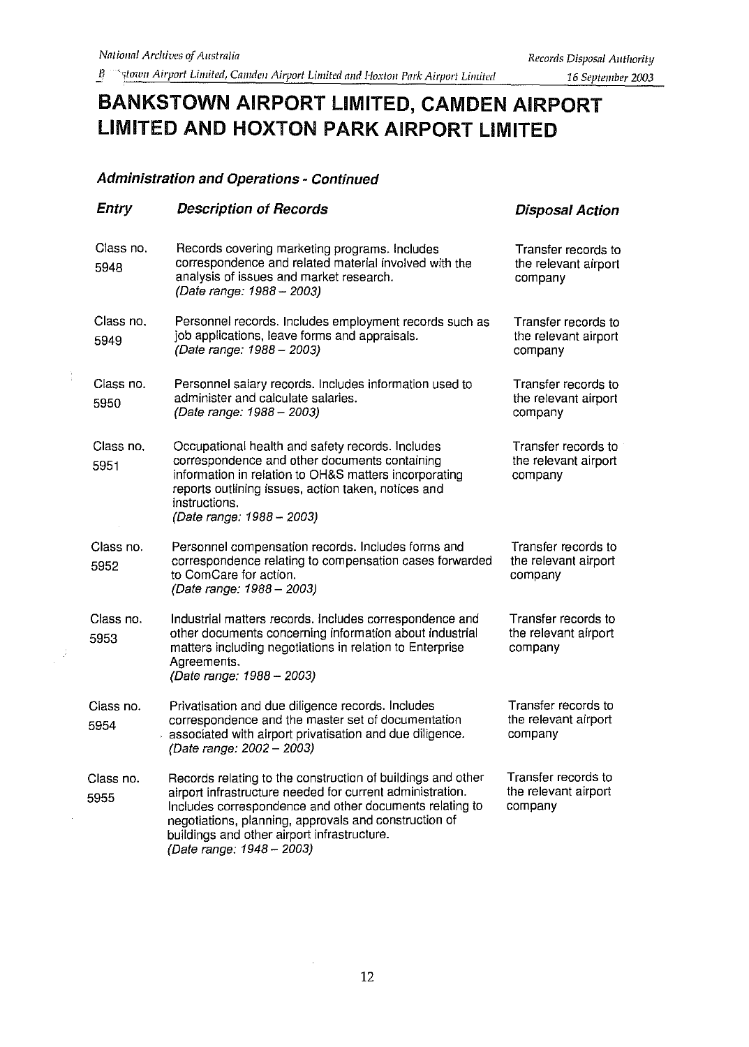# BANKSTOWN AIRPORT LIMITED, CAMDEN AIRPORT LIMITED AND HOXTON PARK AIRPORT LIMITED

### *Administration and Operations - Continued*

| ***Entry*** | ***Description of Records*** | ***Disposal Action*** |
|---|---|---|
| Class no. 5948 | Records covering marketing programs. Includes correspondence and related material involved with the analysis of issues and market research. *(Date range: 1988 – 2003)* | Transfer records to the relevant airport company |
| Class no. 5949 | Personnel records. Includes employment records such as job applications, leave forms and appraisals. *(Date range: 1988 – 2003)* | Transfer records to the relevant airport company |
| Class no. 5950 | Personnel salary records. Includes information used to administer and calculate salaries. *(Date range: 1988 – 2003)* | Transfer records to the relevant airport company |
| Class no. 5951 | Occupational health and safety records. Includes correspondence and other documents containing information in relation to OH&S matters incorporating reports outlining issues, action taken, notices and instructions. *(Date range: 1988 – 2003)* | Transfer records to the relevant airport company |
| Class no. 5952 | Personnel compensation records. Includes forms and correspondence relating to compensation cases forwarded to ComCare for action. *(Date range: 1988 – 2003)* | Transfer records to the relevant airport company |
| Class no. 5953 | Industrial matters records. Includes correspondence and other documents concerning information about industrial matters including negotiations in relation to Enterprise Agreements. *(Date range: 1988 – 2003)* | Transfer records to the relevant airport company |
| Class no. 5954 | Privatisation and due diligence records. Includes correspondence and the master set of documentation associated with airport privatisation and due diligence. *(Date range: 2002 – 2003)* | Transfer records to the relevant airport company |
| Class no. 5955 | Records relating to the construction of buildings and other airport infrastructure needed for current administration. Includes correspondence and other documents relating to negotiations, planning, approvals and construction of buildings and other airport infrastructure. *(Date range: 1948 – 2003)* | Transfer records to the relevant airport company |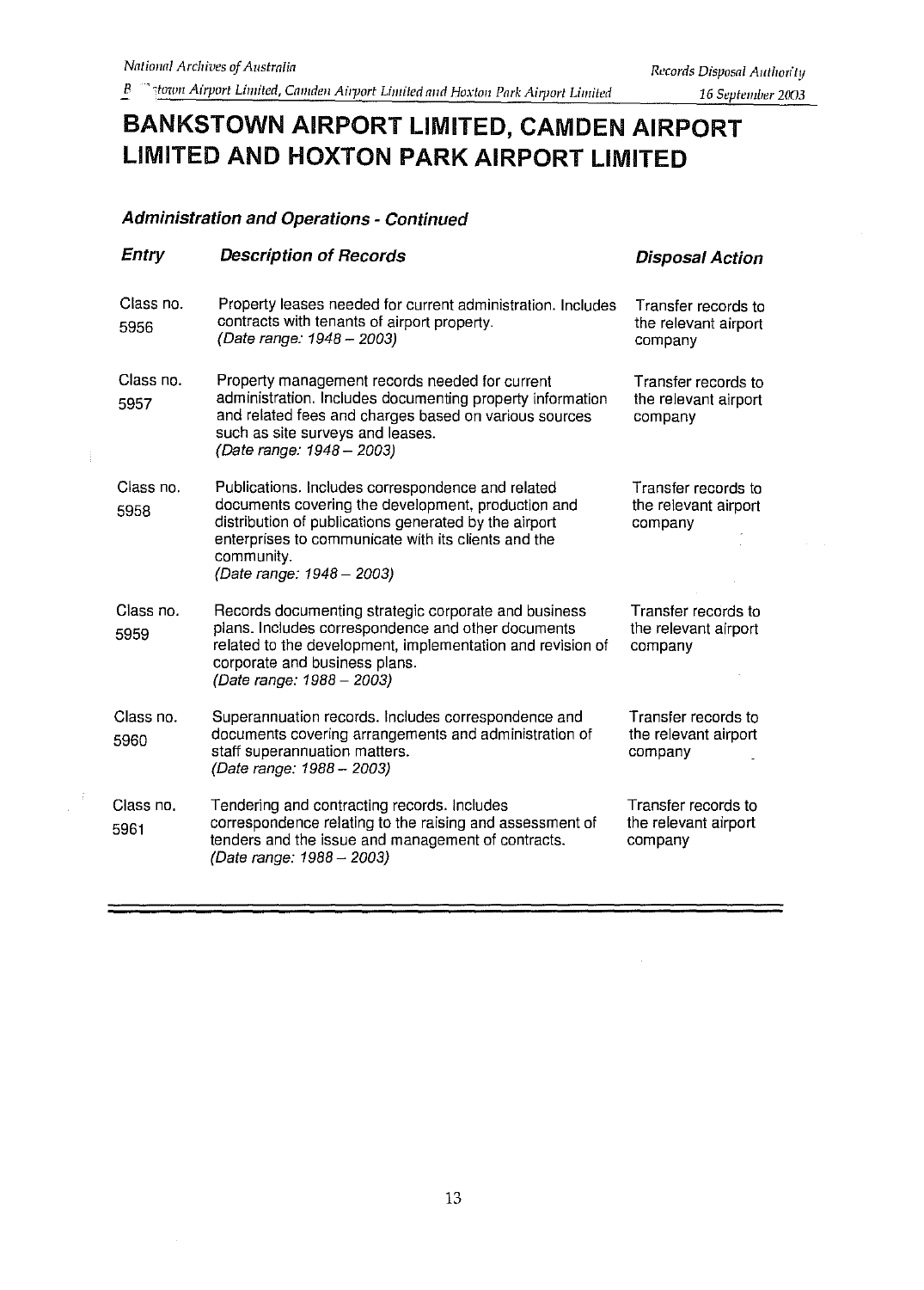# BANKSTOWN AIRPORT LIMITED, CAMDEN AIRPORT LIMITED AND HOXTON PARK AIRPORT LIMITED

### *Administration and Operations - Continued*

| ***Entry*** | ***Description of Records*** | ***Disposal Action*** |
|---|---|---|
| Class no. 5956 | Property leases needed for current administration. Includes contracts with tenants of airport property. *(Date range: 1948 – 2003)* | Transfer records to the relevant airport company |
| Class no. 5957 | Property management records needed for current administration. Includes documenting property information and related fees and charges based on various sources such as site surveys and leases. *(Date range: 1948 – 2003)* | Transfer records to the relevant airport company |
| Class no. 5958 | Publications. Includes correspondence and related documents covering the development, production and distribution of publications generated by the airport enterprises to communicate with its clients and the community. *(Date range: 1948 – 2003)* | Transfer records to the relevant airport company |
| Class no. 5959 | Records documenting strategic corporate and business plans. Includes correspondence and other documents related to the development, implementation and revision of corporate and business plans. *(Date range: 1988 – 2003)* | Transfer records to the relevant airport company |
| Class no. 5960 | Superannuation records. Includes correspondence and documents covering arrangements and administration of staff superannuation matters. *(Date range: 1988 – 2003)* | Transfer records to the relevant airport company |
| Class no. 5961 | Tendering and contracting records. Includes correspondence relating to the raising and assessment of tenders and the issue and management of contracts. *(Date range: 1988 – 2003)* | Transfer records to the relevant airport company |